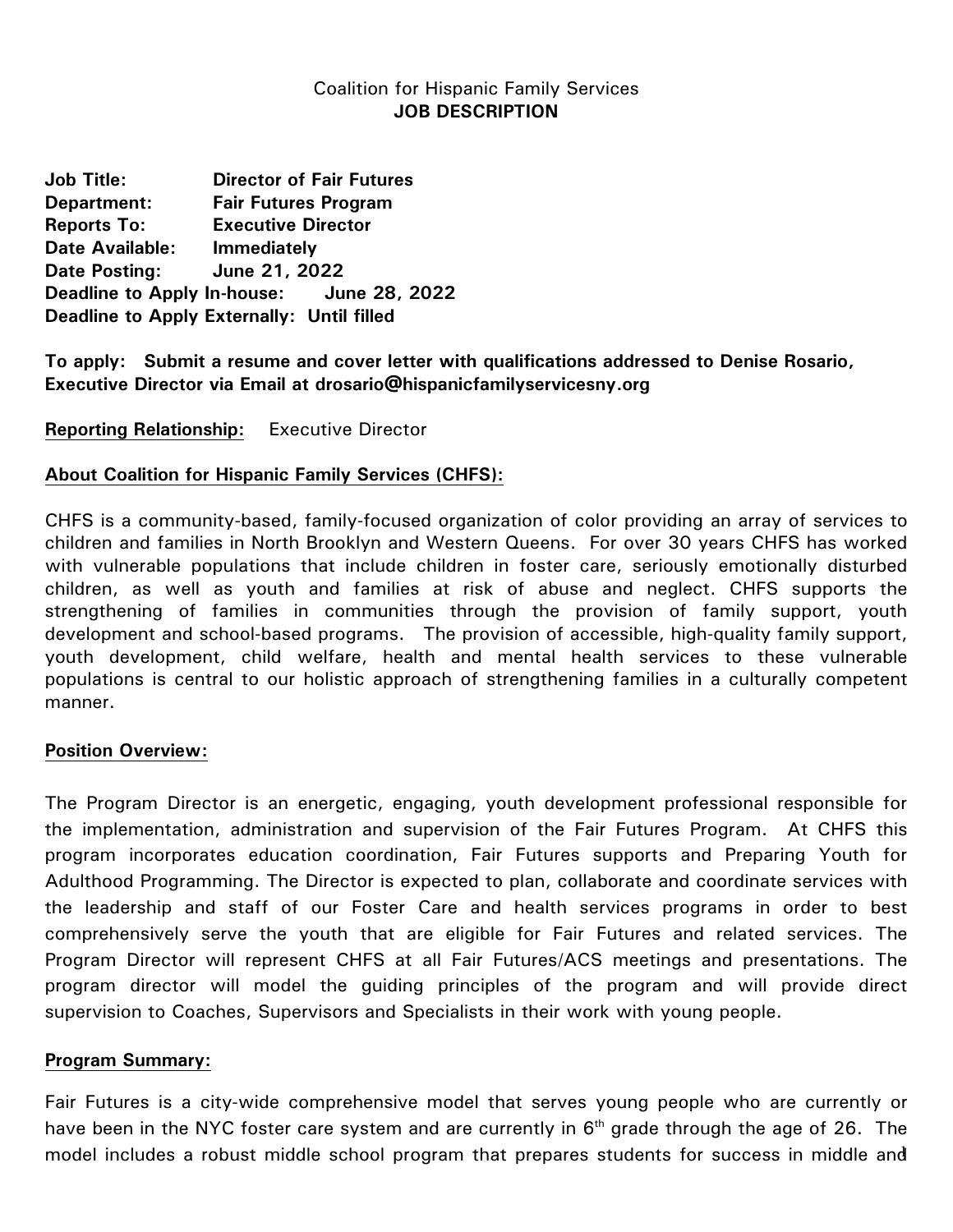Coalition for Hispanic Family Services
**JOB DESCRIPTION**

**Job Title:** **Director of Fair Futures**
**Department:** **Fair Futures Program**
**Reports To:** **Executive Director**
**Date Available:** **Immediately**
**Date Posting:** **June 21, 2022**
**Deadline to Apply In-house:** **June 28, 2022**
**Deadline to Apply Externally:** **Until filled**

**To apply: Submit a resume and cover letter with qualifications addressed to Denise Rosario, Executive Director via Email at drosario@hispanicfamilyservicesny.org**

**Reporting Relationship:** Executive Director

**About Coalition for Hispanic Family Services (CHFS):**

CHFS is a community-based, family-focused organization of color providing an array of services to children and families in North Brooklyn and Western Queens. For over 30 years CHFS has worked with vulnerable populations that include children in foster care, seriously emotionally disturbed children, as well as youth and families at risk of abuse and neglect. CHFS supports the strengthening of families in communities through the provision of family support, youth development and school-based programs. The provision of accessible, high-quality family support, youth development, child welfare, health and mental health services to these vulnerable populations is central to our holistic approach of strengthening families in a culturally competent manner.

**Position Overview:**

The Program Director is an energetic, engaging, youth development professional responsible for the implementation, administration and supervision of the Fair Futures Program. At CHFS this program incorporates education coordination, Fair Futures supports and Preparing Youth for Adulthood Programming. The Director is expected to plan, collaborate and coordinate services with the leadership and staff of our Foster Care and health services programs in order to best comprehensively serve the youth that are eligible for Fair Futures and related services. The Program Director will represent CHFS at all Fair Futures/ACS meetings and presentations. The program director will model the guiding principles of the program and will provide direct supervision to Coaches, Supervisors and Specialists in their work with young people.

**Program Summary:**

Fair Futures is a city-wide comprehensive model that serves young people who are currently or have been in the NYC foster care system and are currently in 6th grade through the age of 26. The model includes a robust middle school program that prepares students for success in middle and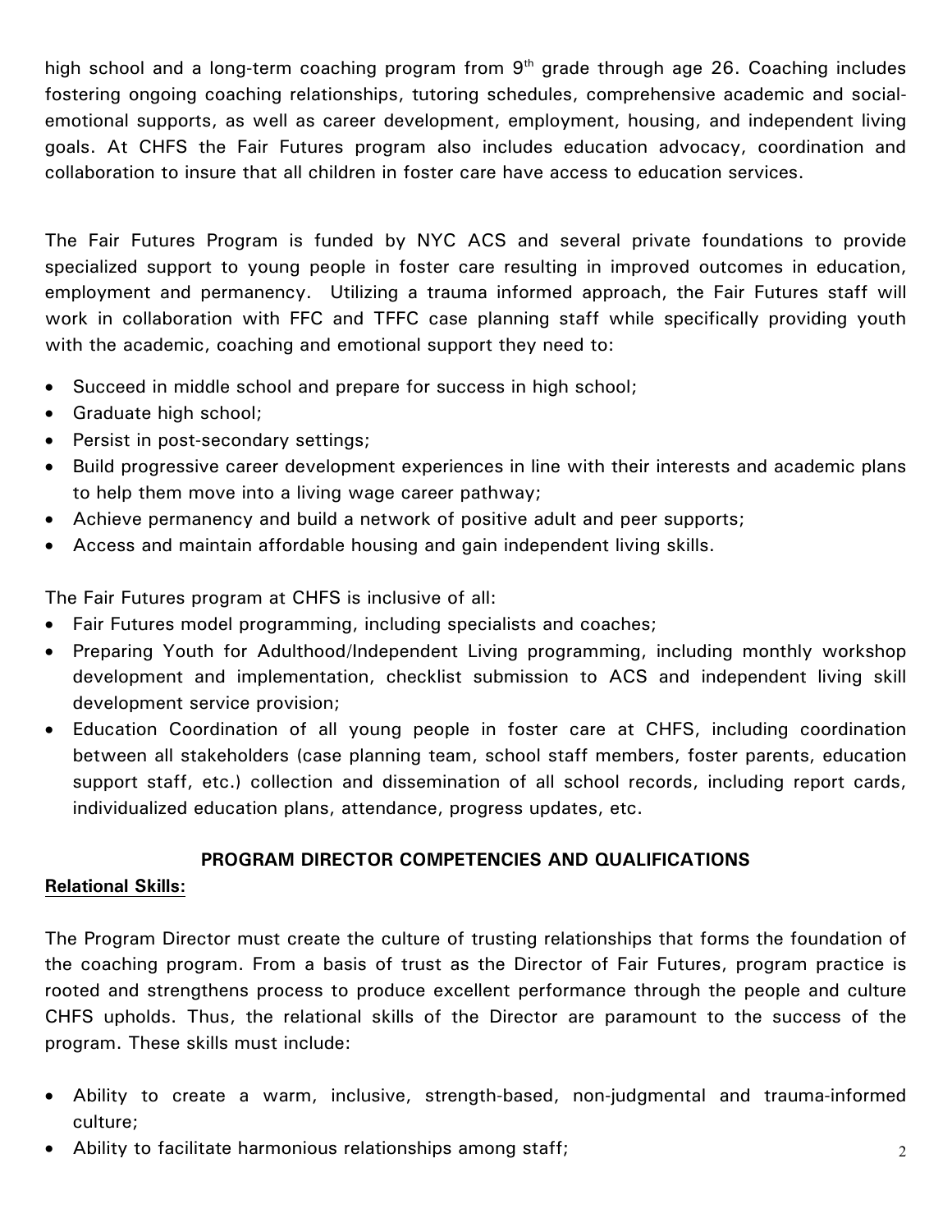high school and a long-term coaching program from 9th grade through age 26. Coaching includes fostering ongoing coaching relationships, tutoring schedules, comprehensive academic and social-emotional supports, as well as career development, employment, housing, and independent living goals. At CHFS the Fair Futures program also includes education advocacy, coordination and collaboration to insure that all children in foster care have access to education services.

The Fair Futures Program is funded by NYC ACS and several private foundations to provide specialized support to young people in foster care resulting in improved outcomes in education, employment and permanency. Utilizing a trauma informed approach, the Fair Futures staff will work in collaboration with FFC and TFFC case planning staff while specifically providing youth with the academic, coaching and emotional support they need to:

- Succeed in middle school and prepare for success in high school;
- Graduate high school;
- Persist in post-secondary settings;
- Build progressive career development experiences in line with their interests and academic plans to help them move into a living wage career pathway;
- Achieve permanency and build a network of positive adult and peer supports;
- Access and maintain affordable housing and gain independent living skills.

The Fair Futures program at CHFS is inclusive of all:

- Fair Futures model programming, including specialists and coaches;
- Preparing Youth for Adulthood/Independent Living programming, including monthly workshop development and implementation, checklist submission to ACS and independent living skill development service provision;
- Education Coordination of all young people in foster care at CHFS, including coordination between all stakeholders (case planning team, school staff members, foster parents, education support staff, etc.) collection and dissemination of all school records, including report cards, individualized education plans, attendance, progress updates, etc.

## PROGRAM DIRECTOR COMPETENCIES AND QUALIFICATIONS

**Relational Skills:**

The Program Director must create the culture of trusting relationships that forms the foundation of the coaching program. From a basis of trust as the Director of Fair Futures, program practice is rooted and strengthens process to produce excellent performance through the people and culture CHFS upholds. Thus, the relational skills of the Director are paramount to the success of the program. These skills must include:

- Ability to create a warm, inclusive, strength-based, non-judgmental and trauma-informed culture;
- Ability to facilitate harmonious relationships among staff;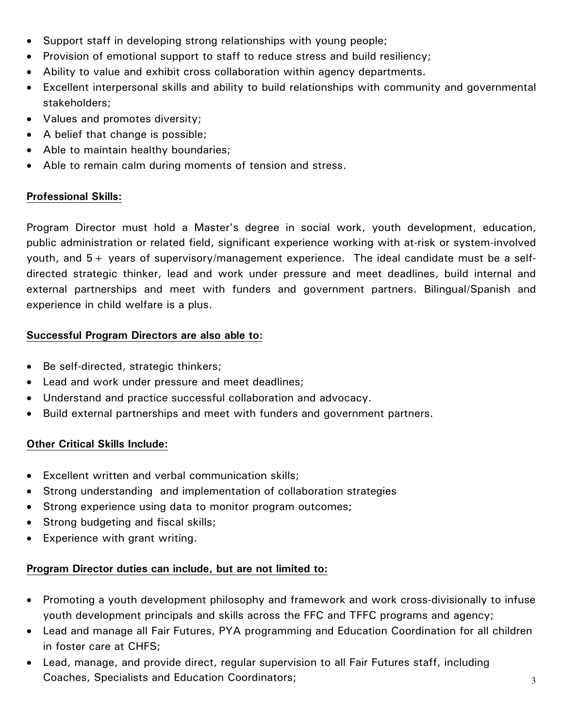- Support staff in developing strong relationships with young people;
- Provision of emotional support to staff to reduce stress and build resiliency;
- Ability to value and exhibit cross collaboration within agency departments.
- Excellent interpersonal skills and ability to build relationships with community and governmental stakeholders;
- Values and promotes diversity;
- A belief that change is possible;
- Able to maintain healthy boundaries;
- Able to remain calm during moments of tension and stress.

**Professional Skills:**

Program Director must hold a Master's degree in social work, youth development, education, public administration or related field, significant experience working with at-risk or system-involved youth, and 5+ years of supervisory/management experience. The ideal candidate must be a self-directed strategic thinker, lead and work under pressure and meet deadlines, build internal and external partnerships and meet with funders and government partners. Bilingual/Spanish and experience in child welfare is a plus.

**Successful Program Directors are also able to:**

- Be self-directed, strategic thinkers;
- Lead and work under pressure and meet deadlines;
- Understand and practice successful collaboration and advocacy.
- Build external partnerships and meet with funders and government partners.

**Other Critical Skills Include:**

- Excellent written and verbal communication skills;
- Strong understanding and implementation of collaboration strategies
- Strong experience using data to monitor program outcomes;
- Strong budgeting and fiscal skills;
- Experience with grant writing.

**Program Director duties can include, but are not limited to:**

- Promoting a youth development philosophy and framework and work cross-divisionally to infuse youth development principals and skills across the FFC and TFFC programs and agency;
- Lead and manage all Fair Futures, PYA programming and Education Coordination for all children in foster care at CHFS;
- Lead, manage, and provide direct, regular supervision to all Fair Futures staff, including Coaches, Specialists and Education Coordinators;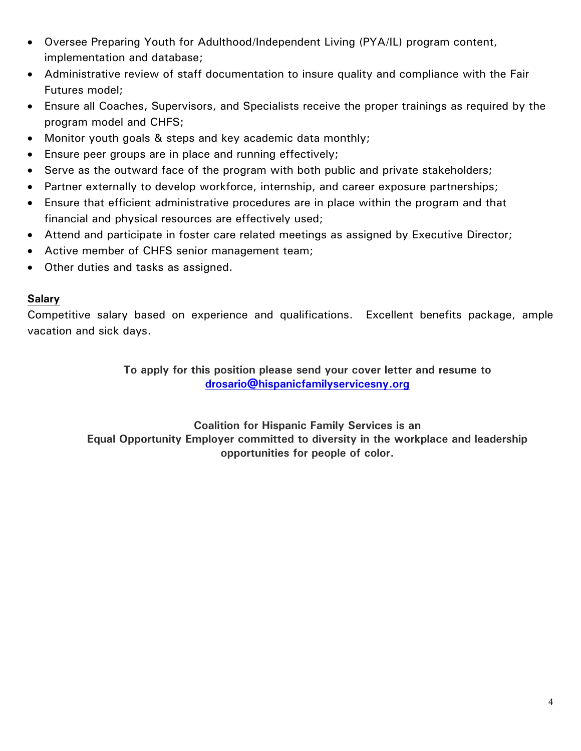- Oversee Preparing Youth for Adulthood/Independent Living (PYA/IL) program content, implementation and database;
- Administrative review of staff documentation to insure quality and compliance with the Fair Futures model;
- Ensure all Coaches, Supervisors, and Specialists receive the proper trainings as required by the program model and CHFS;
- Monitor youth goals & steps and key academic data monthly;
- Ensure peer groups are in place and running effectively;
- Serve as the outward face of the program with both public and private stakeholders;
- Partner externally to develop workforce, internship, and career exposure partnerships;
- Ensure that efficient administrative procedures are in place within the program and that financial and physical resources are effectively used;
- Attend and participate in foster care related meetings as assigned by Executive Director;
- Active member of CHFS senior management team;
- Other duties and tasks as assigned.

**Salary**

Competitive salary based on experience and qualifications. Excellent benefits package, ample vacation and sick days.

**To apply for this position please send your cover letter and resume to [drosario@hispanicfamilyservicesny.org](mailto:drosario@hispanicfamilyservicesny.org)**

**Coalition for Hispanic Family Services is an Equal Opportunity Employer committed to diversity in the workplace and leadership opportunities for people of color.**